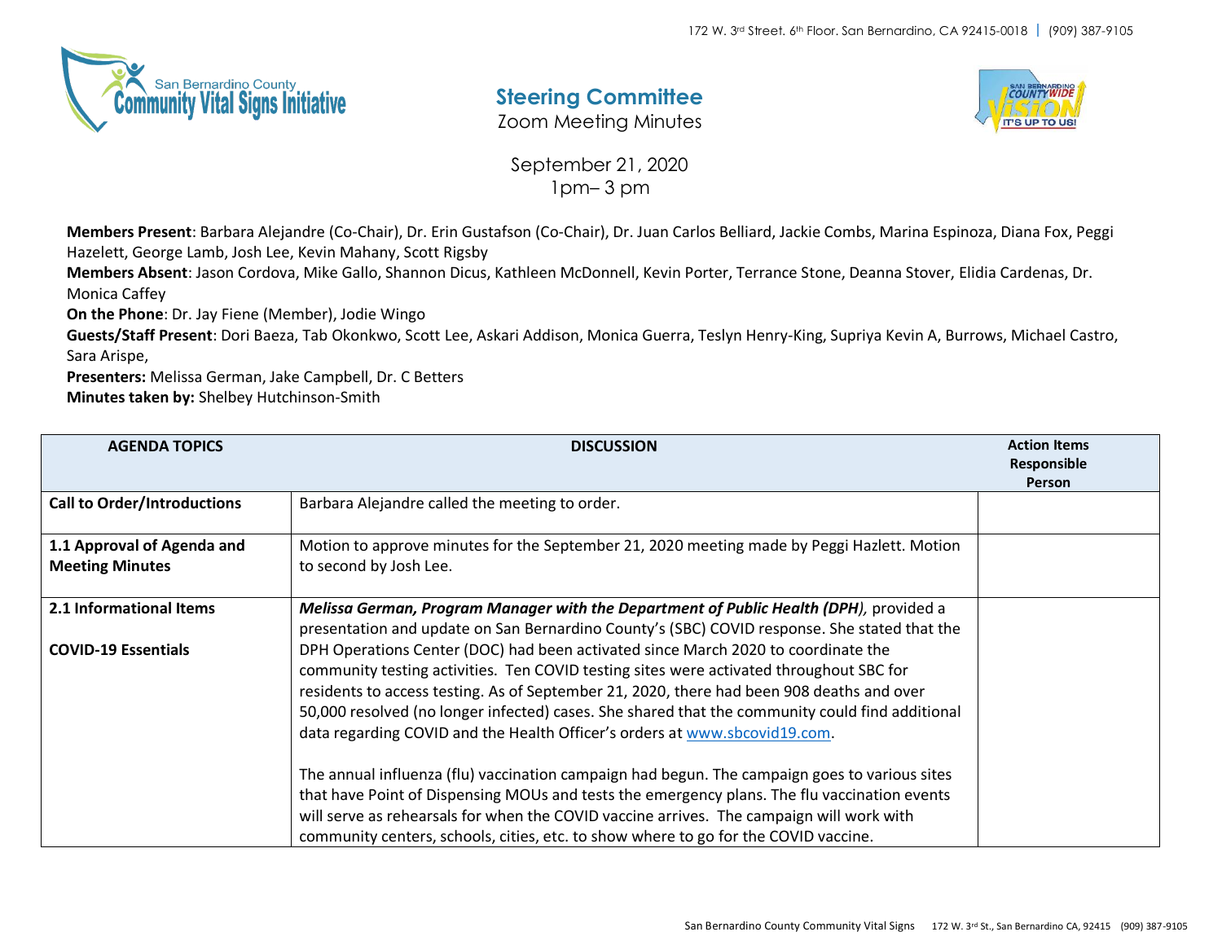172 W. 3rd Street. 6th Floor. San Bernardino, CA 92415-0018 | (909) 387-9105

# Steering Committee

Zoom Meeting Minutes

September 21, 2020
1pm– 3 pm

**Members Present**: Barbara Alejandre (Co-Chair), Dr. Erin Gustafson (Co-Chair), Dr. Juan Carlos Belliard, Jackie Combs, Marina Espinoza, Diana Fox, Peggi Hazelett, George Lamb, Josh Lee, Kevin Mahany, Scott Rigsby
**Members Absent**: Jason Cordova, Mike Gallo, Shannon Dicus, Kathleen McDonnell, Kevin Porter, Terrance Stone, Deanna Stover, Elidia Cardenas, Dr. Monica Caffey
**On the Phone**: Dr. Jay Fiene (Member), Jodie Wingo
**Guests/Staff Present**: Dori Baeza, Tab Okonkwo, Scott Lee, Askari Addison, Monica Guerra, Teslyn Henry-King, Supriya Kevin A, Burrows, Michael Castro, Sara Arispe,
**Presenters:** Melissa German, Jake Campbell, Dr. C Betters
**Minutes taken by:** Shelbey Hutchinson-Smith

| AGENDA TOPICS | DISCUSSION | Action Items Responsible Person |
|---|---|---|
| **Call to Order/Introductions** | Barbara Alejandre called the meeting to order. | |
| **1.1 Approval of Agenda and Meeting Minutes** | Motion to approve minutes for the September 21, 2020 meeting made by Peggi Hazlett. Motion to second by Josh Lee. | |
| **2.1 Informational Items**<br><br>**COVID-19 Essentials** | ***Melissa German, Program Manager with the Department of Public Health (DPH)****,* provided a presentation and update on San Bernardino County's (SBC) COVID response. She stated that the DPH Operations Center (DOC) had been activated since March 2020 to coordinate the community testing activities. Ten COVID testing sites were activated throughout SBC for residents to access testing. As of September 21, 2020, there had been 908 deaths and over 50,000 resolved (no longer infected) cases. She shared that the community could find additional data regarding COVID and the Health Officer's orders at www.sbcovid19.com.<br><br>The annual influenza (flu) vaccination campaign had begun. The campaign goes to various sites that have Point of Dispensing MOUs and tests the emergency plans. The flu vaccination events will serve as rehearsals for when the COVID vaccine arrives. The campaign will work with community centers, schools, cities, etc. to show where to go for the COVID vaccine. | |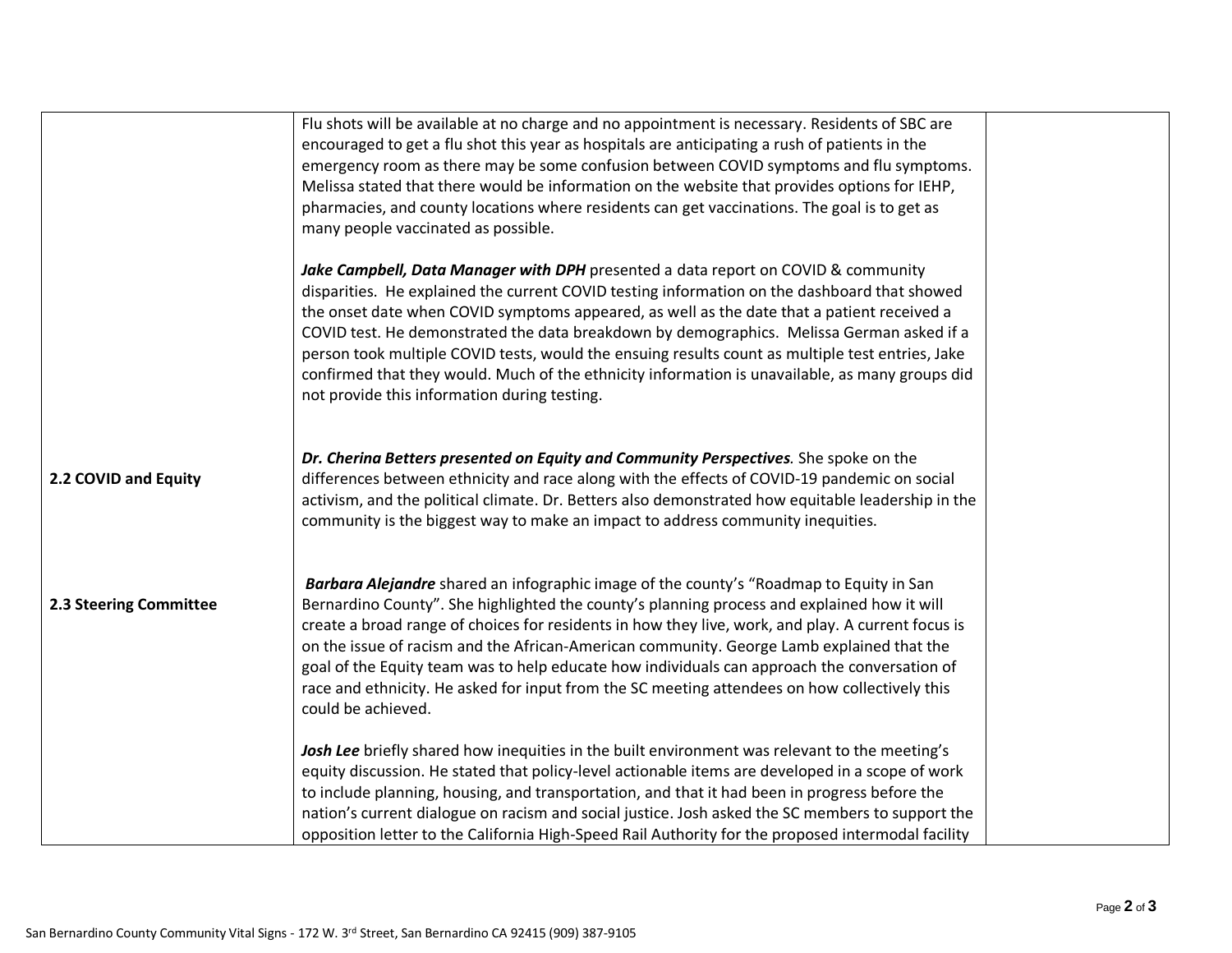| | | |
|---|---|---|
| | Flu shots will be available at no charge and no appointment is necessary. Residents of SBC are encouraged to get a flu shot this year as hospitals are anticipating a rush of patients in the emergency room as there may be some confusion between COVID symptoms and flu symptoms. Melissa stated that there would be information on the website that provides options for IEHP, pharmacies, and county locations where residents can get vaccinations. The goal is to get as many people vaccinated as possible.<br><br>***Jake Campbell, Data Manager with DPH*** presented a data report on COVID & community disparities. He explained the current COVID testing information on the dashboard that showed the onset date when COVID symptoms appeared, as well as the date that a patient received a COVID test. He demonstrated the data breakdown by demographics. Melissa German asked if a person took multiple COVID tests, would the ensuing results count as multiple test entries, Jake confirmed that they would. Much of the ethnicity information is unavailable, as many groups did not provide this information during testing. | |
| **2.2 COVID and Equity** | ***Dr. Cherina Betters presented on Equity and Community Perspectives.*** She spoke on the differences between ethnicity and race along with the effects of COVID-19 pandemic on social activism, and the political climate. Dr. Betters also demonstrated how equitable leadership in the community is the biggest way to make an impact to address community inequities. | |
| **2.3 Steering Committee** | ***Barbara Alejandre*** shared an infographic image of the county's "Roadmap to Equity in San Bernardino County". She highlighted the county's planning process and explained how it will create a broad range of choices for residents in how they live, work, and play. A current focus is on the issue of racism and the African-American community. George Lamb explained that the goal of the Equity team was to help educate how individuals can approach the conversation of race and ethnicity. He asked for input from the SC meeting attendees on how collectively this could be achieved.<br><br>***Josh Lee*** briefly shared how inequities in the built environment was relevant to the meeting's equity discussion. He stated that policy-level actionable items are developed in a scope of work to include planning, housing, and transportation, and that it had been in progress before the nation's current dialogue on racism and social justice. Josh asked the SC members to support the opposition letter to the California High-Speed Rail Authority for the proposed intermodal facility | |

San Bernardino County Community Vital Signs - 172 W. 3rd Street, San Bernardino CA 92415 (909) 387-9105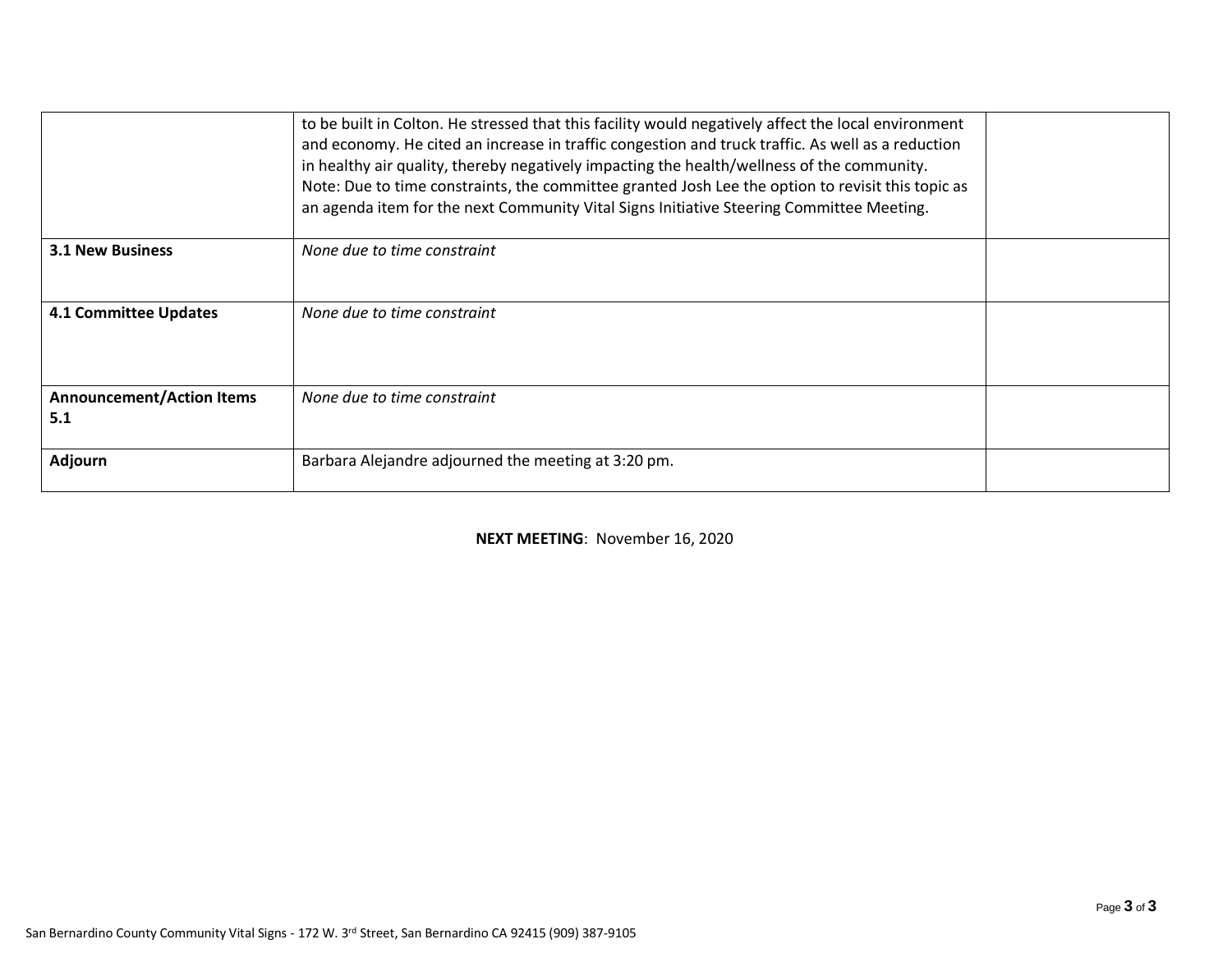| | | |
|---|---|---|
| | to be built in Colton. He stressed that this facility would negatively affect the local environment and economy. He cited an increase in traffic congestion and truck traffic. As well as a reduction in healthy air quality, thereby negatively impacting the health/wellness of the community. Note: Due to time constraints, the committee granted Josh Lee the option to revisit this topic as an agenda item for the next Community Vital Signs Initiative Steering Committee Meeting. | |
| **3.1 New Business** | *None due to time constraint* | |
| **4.1 Committee Updates** | *None due to time constraint* | |
| **Announcement/Action Items 5.1** | *None due to time constraint* | |
| **Adjourn** | Barbara Alejandre adjourned the meeting at 3:20 pm. | |

**NEXT MEETING**: November 16, 2020

San Bernardino County Community Vital Signs - 172 W. 3rd Street, San Bernardino CA 92415 (909) 387-9105